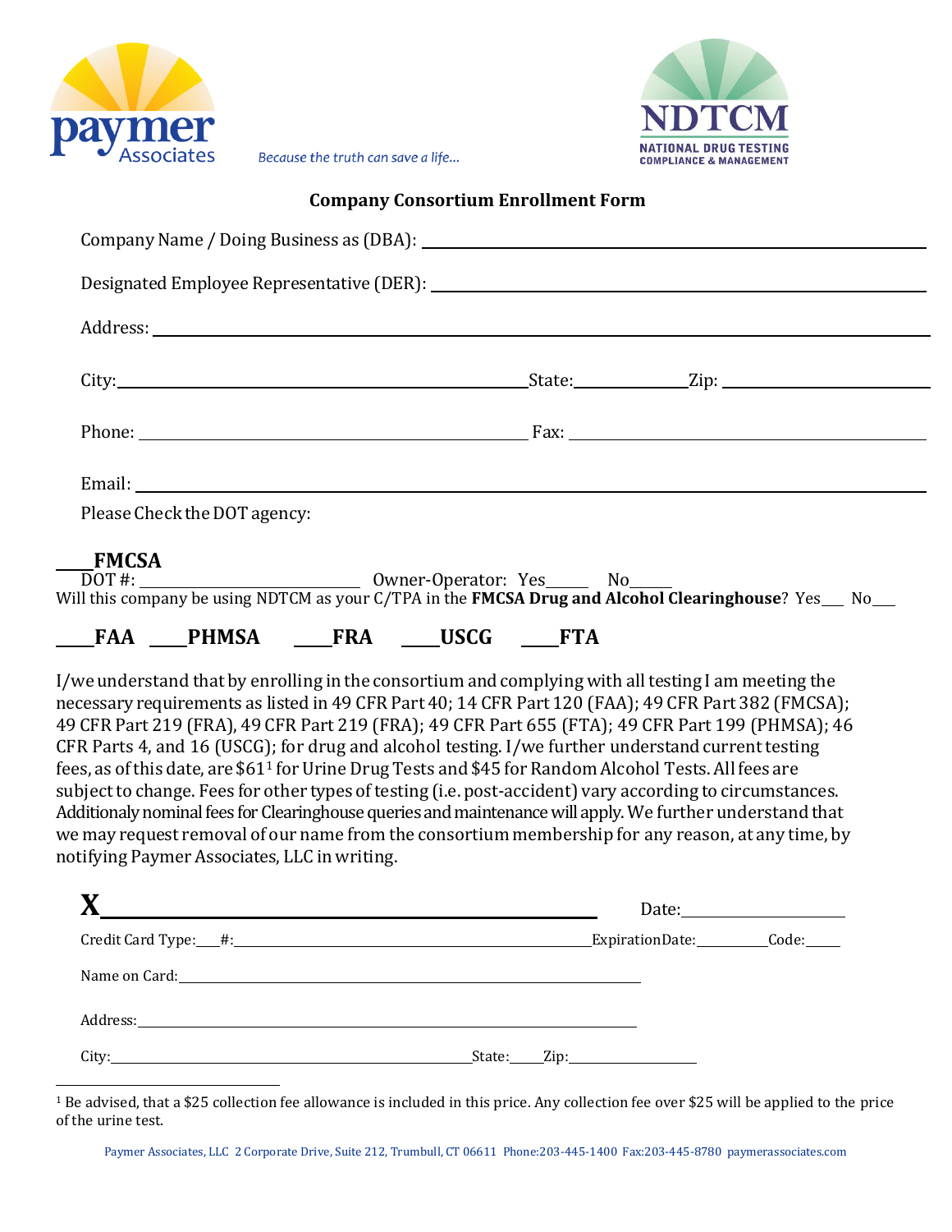paymer Associates

*Because the truth can save a life...*

NDTCM
NATIONAL DRUG TESTING COMPLIANCE & MANAGEMENT

## Company Consortium Enrollment Form

Company Name / Doing Business as (DBA): ______________________________

Designated Employee Representative (DER): ______________________________

Address: ______________________________

City: ____________________ State: __________ Zip: ______________

Phone: ____________________ Fax: ____________________

Email: ______________________________

Please Check the DOT agency:

____ **FMCSA**
DOT #: ______________ Owner-Operator: Yes_____ No_____
Will this company be using NDTCM as your C/TPA in the **FMCSA Drug and Alcohol Clearinghouse**? Yes___ No___

____ **FAA** ____ **PHMSA** ____ **FRA** ____ **USCG** ____ **FTA**

I/we understand that by enrolling in the consortium and complying with all testing I am meeting the necessary requirements as listed in 49 CFR Part 40; 14 CFR Part 120 (FAA); 49 CFR Part 382 (FMCSA); 49 CFR Part 219 (FRA), 49 CFR Part 219 (FRA); 49 CFR Part 655 (FTA); 49 CFR Part 199 (PHMSA); 46 CFR Parts 4, and 16 (USCG); for drug and alcohol testing. I/we further understand current testing fees, as of this date, are $61[1] for Urine Drug Tests and $45 for Random Alcohol Tests. All fees are subject to change. Fees for other types of testing (i.e. post-accident) vary according to circumstances. Additionaly nominal fees for Clearinghouse queries and maintenance will apply. We further understand that we may request removal of our name from the consortium membership for any reason, at any time, by notifying Paymer Associates, LLC in writing.

**X** ______________________________ Date: ______________

Credit Card Type:___ #: ______________________ Expiration Date: ________ Code: _____

Name on Card: ______________________________

Address: ______________________________

City: ____________________ State: _____ Zip: ______________

[1] Be advised, that a $25 collection fee allowance is included in this price. Any collection fee over $25 will be applied to the price of the urine test.

Paymer Associates, LLC 2 Corporate Drive, Suite 212, Trumbull, CT 06611 Phone: 203-445-1400 Fax: 203-445-8780 paymerassociates.com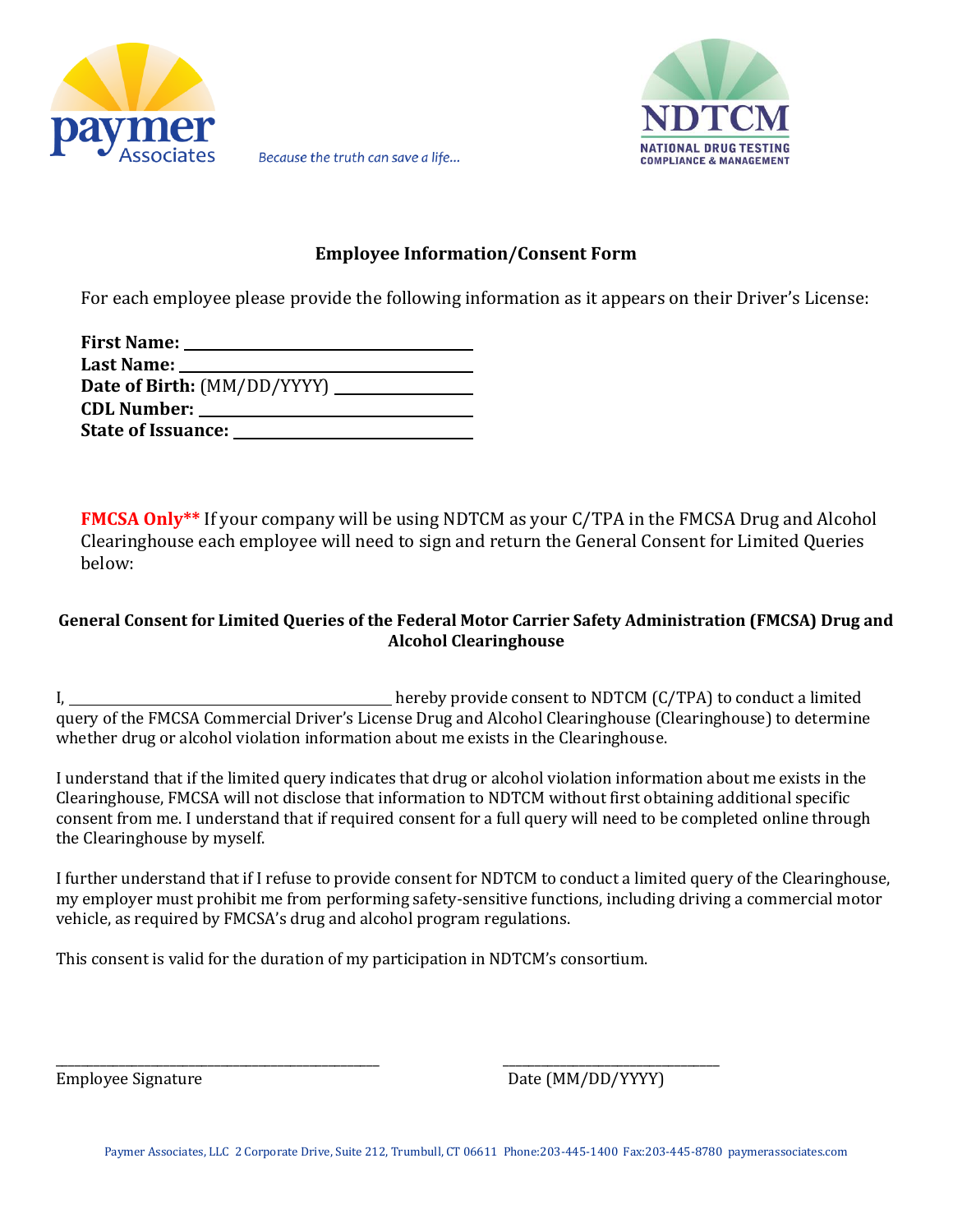paymer Associates

*Because the truth can save a life...*

NDTCM
NATIONAL DRUG TESTING COMPLIANCE & MANAGEMENT

## Employee Information/Consent Form

For each employee please provide the following information as it appears on their Driver's License:

**First Name:** ______________________________
**Last Name:** ______________________________
**Date of Birth:** (MM/DD/YYYY) ______________
**CDL Number:** ______________________________
**State of Issuance:** ___________________________

**FMCSA Only**** If your company will be using NDTCM as your C/TPA in the FMCSA Drug and Alcohol Clearinghouse each employee will need to sign and return the General Consent for Limited Queries below:

### General Consent for Limited Queries of the Federal Motor Carrier Safety Administration (FMCSA) Drug and Alcohol Clearinghouse

I, ______________________________ hereby provide consent to NDTCM (C/TPA) to conduct a limited query of the FMCSA Commercial Driver's License Drug and Alcohol Clearinghouse (Clearinghouse) to determine whether drug or alcohol violation information about me exists in the Clearinghouse.

I understand that if the limited query indicates that drug or alcohol violation information about me exists in the Clearinghouse, FMCSA will not disclose that information to NDTCM without first obtaining additional specific consent from me. I understand that if required consent for a full query will need to be completed online through the Clearinghouse by myself.

I further understand that if I refuse to provide consent for NDTCM to conduct a limited query of the Clearinghouse, my employer must prohibit me from performing safety-sensitive functions, including driving a commercial motor vehicle, as required by FMCSA's drug and alcohol program regulations.

This consent is valid for the duration of my participation in NDTCM's consortium.

______________________________ ______________________
Employee Signature Date (MM/DD/YYYY)

Paymer Associates, LLC 2 Corporate Drive, Suite 212, Trumbull, CT 06611 Phone:203-445-1400 Fax:203-445-8780 paymerassociates.com